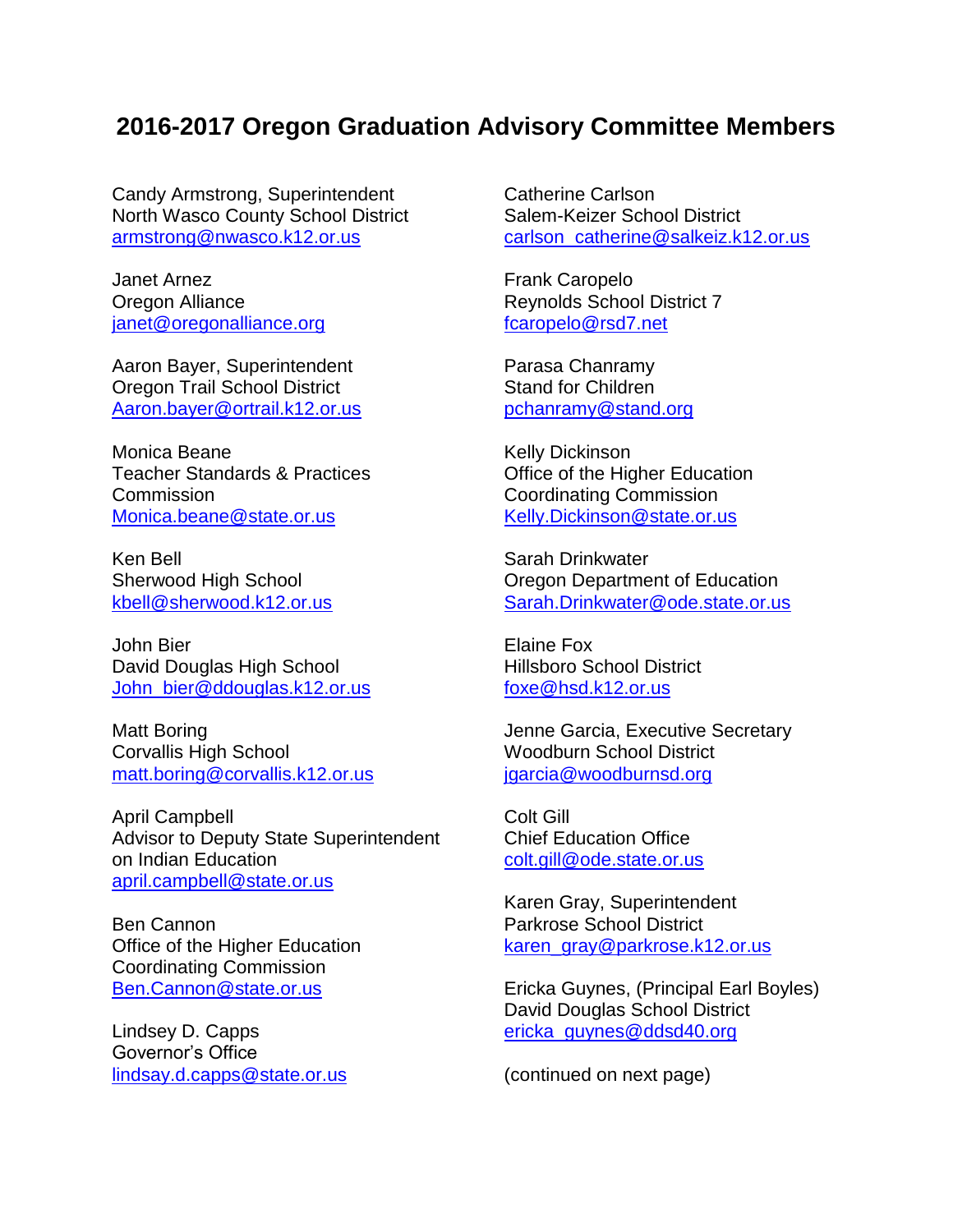# 2016-2017 Oregon Graduation Advisory Committee Members

Candy Armstrong, Superintendent
North Wasco County School District
armstrong@nwasco.k12.or.us

Janet Arnez
Oregon Alliance
janet@oregonalliance.org

Aaron Bayer, Superintendent
Oregon Trail School District
Aaron.bayer@ortrail.k12.or.us

Monica Beane
Teacher Standards & Practices Commission
Monica.beane@state.or.us

Ken Bell
Sherwood High School
kbell@sherwood.k12.or.us

John Bier
David Douglas High School
John_bier@ddouglas.k12.or.us

Matt Boring
Corvallis High School
matt.boring@corvallis.k12.or.us

April Campbell
Advisor to Deputy State Superintendent on Indian Education
april.campbell@state.or.us

Ben Cannon
Office of the Higher Education Coordinating Commission
Ben.Cannon@state.or.us

Lindsey D. Capps
Governor's Office
lindsay.d.capps@state.or.us

Catherine Carlson
Salem-Keizer School District
carlson_catherine@salkeiz.k12.or.us

Frank Caropelo
Reynolds School District 7
fcaropelo@rsd7.net

Parasa Chanramy
Stand for Children
pchanramy@stand.org

Kelly Dickinson
Office of the Higher Education Coordinating Commission
Kelly.Dickinson@state.or.us

Sarah Drinkwater
Oregon Department of Education
Sarah.Drinkwater@ode.state.or.us

Elaine Fox
Hillsboro School District
foxe@hsd.k12.or.us

Jenne Garcia, Executive Secretary
Woodburn School District
jgarcia@woodburnsd.org

Colt Gill
Chief Education Office
colt.gill@ode.state.or.us

Karen Gray, Superintendent
Parkrose School District
karen_gray@parkrose.k12.or.us

Ericka Guynes, (Principal Earl Boyles)
David Douglas School District
ericka_guynes@ddsd40.org

(continued on next page)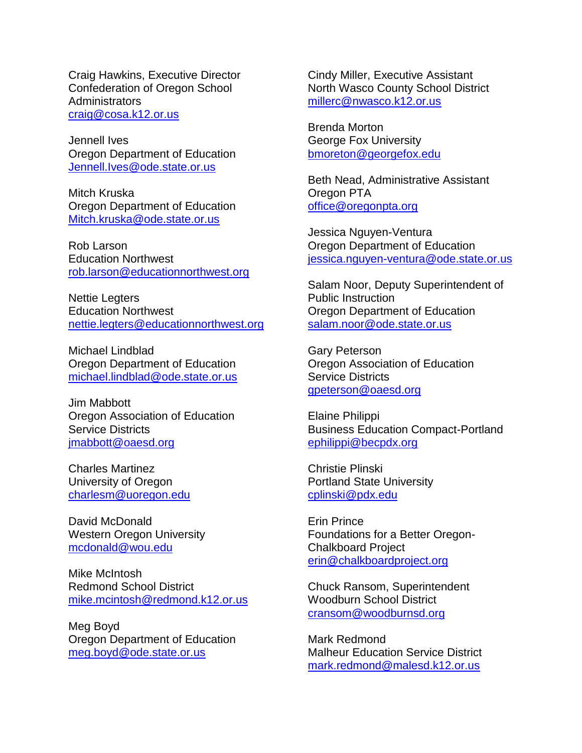Craig Hawkins, Executive Director
Confederation of Oregon School Administrators
craig@cosa.k12.or.us

Jennell Ives
Oregon Department of Education
Jennell.Ives@ode.state.or.us

Mitch Kruska
Oregon Department of Education
Mitch.kruska@ode.state.or.us

Rob Larson
Education Northwest
rob.larson@educationnorthwest.org

Nettie Legters
Education Northwest
nettie.legters@educationnorthwest.org

Michael Lindblad
Oregon Department of Education
michael.lindblad@ode.state.or.us

Jim Mabbott
Oregon Association of Education Service Districts
jmabbott@oaesd.org

Charles Martinez
University of Oregon
charlesm@uoregon.edu

David McDonald
Western Oregon University
mcdonald@wou.edu

Mike McIntosh
Redmond School District
mike.mcintosh@redmond.k12.or.us

Meg Boyd
Oregon Department of Education
meg.boyd@ode.state.or.us

Cindy Miller, Executive Assistant
North Wasco County School District
millerc@nwasco.k12.or.us

Brenda Morton
George Fox University
bmoreton@georgefox.edu

Beth Nead, Administrative Assistant
Oregon PTA
office@oregonpta.org

Jessica Nguyen-Ventura
Oregon Department of Education
jessica.nguyen-ventura@ode.state.or.us

Salam Noor, Deputy Superintendent of Public Instruction
Oregon Department of Education
salam.noor@ode.state.or.us

Gary Peterson
Oregon Association of Education Service Districts
gpeterson@oaesd.org

Elaine Philippi
Business Education Compact-Portland
ephilippi@becpdx.org

Christie Plinski
Portland State University
cplinski@pdx.edu

Erin Prince
Foundations for a Better Oregon-Chalkboard Project
erin@chalkboardproject.org

Chuck Ransom, Superintendent
Woodburn School District
cransom@woodburnsd.org

Mark Redmond
Malheur Education Service District
mark.redmond@malesd.k12.or.us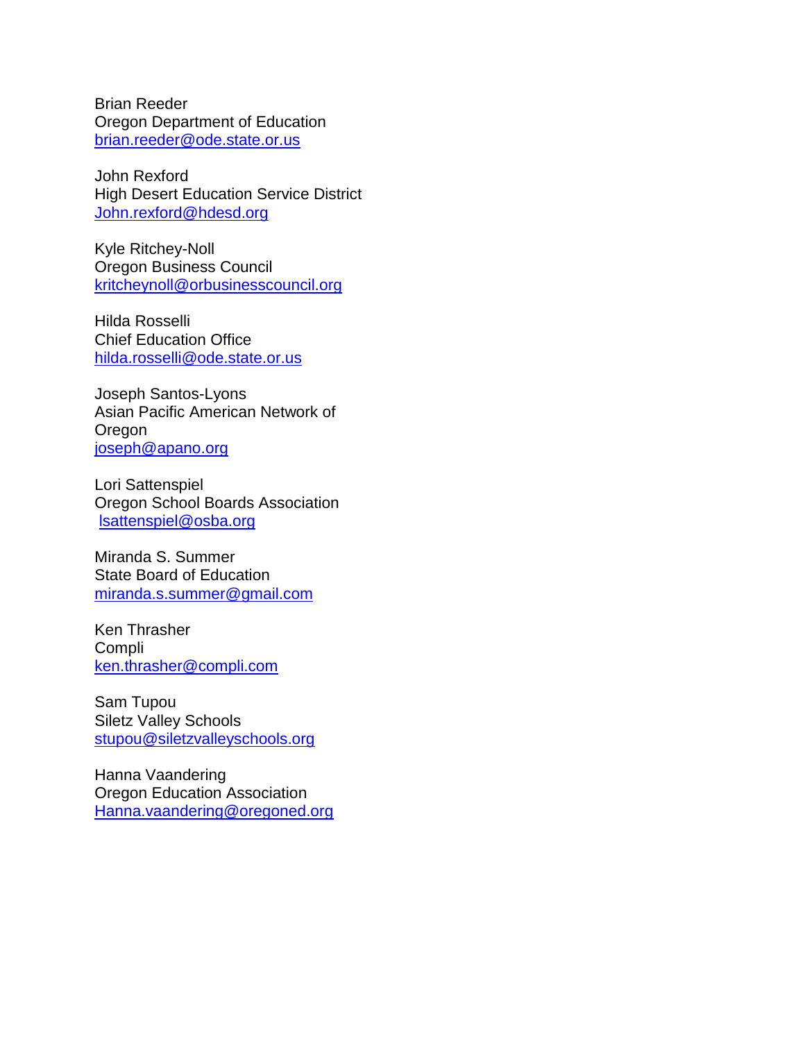Brian Reeder
Oregon Department of Education
brian.reeder@ode.state.or.us

John Rexford
High Desert Education Service District
John.rexford@hdesd.org

Kyle Ritchey-Noll
Oregon Business Council
kritcheynoll@orbusinesscouncil.org

Hilda Rosselli
Chief Education Office
hilda.rosselli@ode.state.or.us

Joseph Santos-Lyons
Asian Pacific American Network of Oregon
joseph@apano.org

Lori Sattenspiel
Oregon School Boards Association
lsattenspiel@osba.org

Miranda S. Summer
State Board of Education
miranda.s.summer@gmail.com

Ken Thrasher
Compli
ken.thrasher@compli.com

Sam Tupou
Siletz Valley Schools
stupou@siletzvalleyschools.org

Hanna Vaandering
Oregon Education Association
Hanna.vaandering@oregoned.org